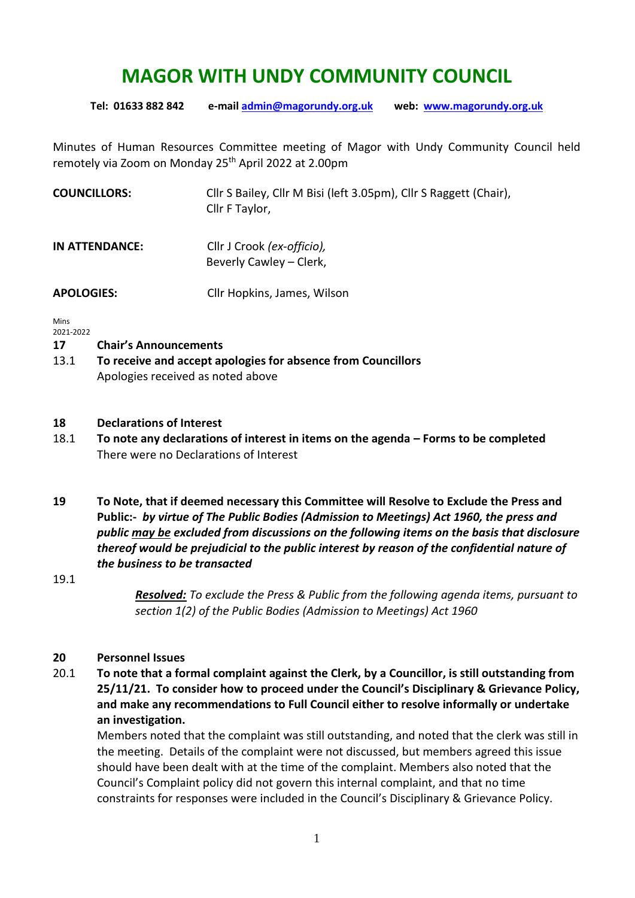# MAGOR WITH UNDY COMMUNITY COUNCIL

**Tel: 01633 882 842 e-mail admin@magorundy.org.uk web: www.magorundy.org.uk**

Minutes of Human Resources Committee meeting of Magor with Undy Community Council held remotely via Zoom on Monday 25th April 2022 at 2.00pm

| | |
|---|---|
| **COUNCILLORS:** | Cllr S Bailey, Cllr M Bisi (left 3.05pm), Cllr S Raggett (Chair), Cllr F Taylor, |
| **IN ATTENDANCE:** | Cllr J Crook *(ex-officio),* Beverly Cawley – Clerk, |
| **APOLOGIES:** | Cllr Hopkins, James, Wilson |

Mins 2021-2022

**17 Chair's Announcements**

13.1 **To receive and accept apologies for absence from Councillors**
Apologies received as noted above

**18 Declarations of Interest**

18.1 **To note any declarations of interest in items on the agenda – Forms to be completed**
There were no Declarations of Interest

**19 To Note, that if deemed necessary this Committee will Resolve to Exclude the Press and Public:-** ***by virtue of The Public Bodies (Admission to Meetings) Act 1960, the press and public <u>may be</u> excluded from discussions on the following items on the basis that disclosure thereof would be prejudicial to the public interest by reason of the confidential nature of the business to be transacted***

19.1

***<u>Resolved:</u>*** *To exclude the Press & Public from the following agenda items, pursuant to section 1(2) of the Public Bodies (Admission to Meetings) Act 1960*

**20 Personnel Issues**

20.1 **To note that a formal complaint against the Clerk, by a Councillor, is still outstanding from 25/11/21. To consider how to proceed under the Council's Disciplinary & Grievance Policy, and make any recommendations to Full Council either to resolve informally or undertake an investigation.**
Members noted that the complaint was still outstanding, and noted that the clerk was still in the meeting. Details of the complaint were not discussed, but members agreed this issue should have been dealt with at the time of the complaint. Members also noted that the Council's Complaint policy did not govern this internal complaint, and that no time constraints for responses were included in the Council's Disciplinary & Grievance Policy.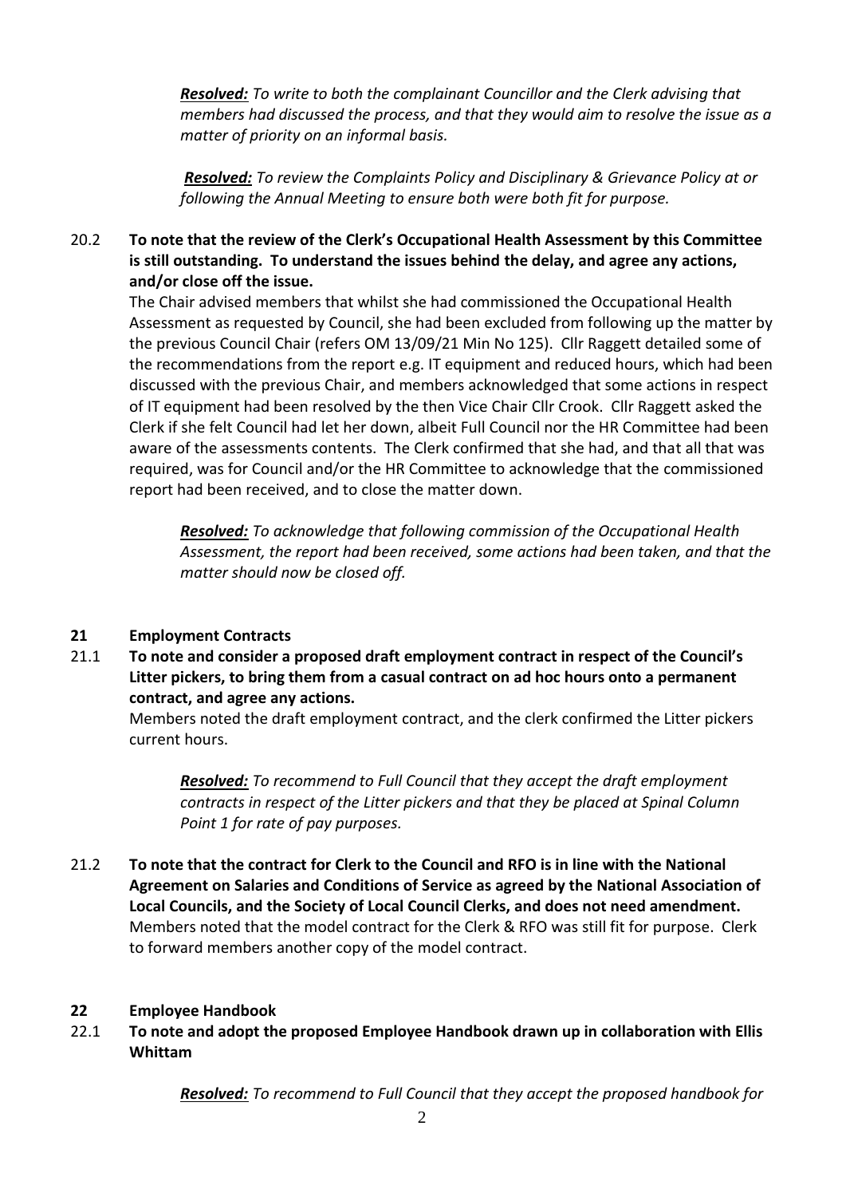*__Resolved:__ To write to both the complainant Councillor and the Clerk advising that members had discussed the process, and that they would aim to resolve the issue as a matter of priority on an informal basis.*

*__Resolved:__ To review the Complaints Policy and Disciplinary & Grievance Policy at or following the Annual Meeting to ensure both were both fit for purpose.*

20.2 **To note that the review of the Clerk's Occupational Health Assessment by this Committee is still outstanding. To understand the issues behind the delay, and agree any actions, and/or close off the issue.**

The Chair advised members that whilst she had commissioned the Occupational Health Assessment as requested by Council, she had been excluded from following up the matter by the previous Council Chair (refers OM 13/09/21 Min No 125). Cllr Raggett detailed some of the recommendations from the report e.g. IT equipment and reduced hours, which had been discussed with the previous Chair, and members acknowledged that some actions in respect of IT equipment had been resolved by the then Vice Chair Cllr Crook. Cllr Raggett asked the Clerk if she felt Council had let her down, albeit Full Council nor the HR Committee had been aware of the assessments contents. The Clerk confirmed that she had, and that all that was required, was for Council and/or the HR Committee to acknowledge that the commissioned report had been received, and to close the matter down.

*__Resolved:__ To acknowledge that following commission of the Occupational Health Assessment, the report had been received, some actions had been taken, and that the matter should now be closed off.*

## 21 Employment Contracts

21.1 **To note and consider a proposed draft employment contract in respect of the Council's Litter pickers, to bring them from a casual contract on ad hoc hours onto a permanent contract, and agree any actions.**

Members noted the draft employment contract, and the clerk confirmed the Litter pickers current hours.

*__Resolved:__ To recommend to Full Council that they accept the draft employment contracts in respect of the Litter pickers and that they be placed at Spinal Column Point 1 for rate of pay purposes.*

21.2 **To note that the contract for Clerk to the Council and RFO is in line with the National Agreement on Salaries and Conditions of Service as agreed by the National Association of Local Councils, and the Society of Local Council Clerks, and does not need amendment.**

Members noted that the model contract for the Clerk & RFO was still fit for purpose. Clerk to forward members another copy of the model contract.

## 22 Employee Handbook

22.1 **To note and adopt the proposed Employee Handbook drawn up in collaboration with Ellis Whittam**

*__Resolved:__ To recommend to Full Council that they accept the proposed handbook for*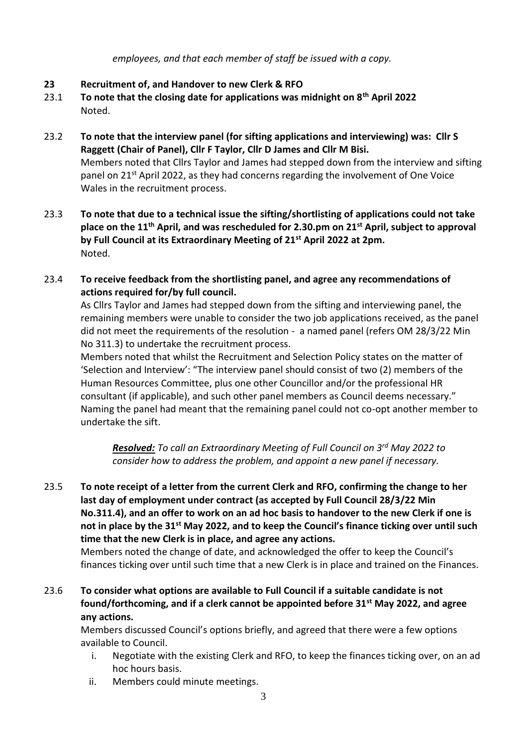*employees, and that each member of staff be issued with a copy.*

**23 Recruitment of, and Handover to new Clerk & RFO**

**23.1 To note that the closing date for applications was midnight on 8th April 2022**

Noted.

**23.2 To note that the interview panel (for sifting applications and interviewing) was: Cllr S Raggett (Chair of Panel), Cllr F Taylor, Cllr D James and Cllr M Bisi.**

Members noted that Cllrs Taylor and James had stepped down from the interview and sifting panel on 21st April 2022, as they had concerns regarding the involvement of One Voice Wales in the recruitment process.

**23.3 To note that due to a technical issue the sifting/shortlisting of applications could not take place on the 11th April, and was rescheduled for 2.30.pm on 21st April, subject to approval by Full Council at its Extraordinary Meeting of 21st April 2022 at 2pm.**

Noted.

**23.4 To receive feedback from the shortlisting panel, and agree any recommendations of actions required for/by full council.**

As Cllrs Taylor and James had stepped down from the sifting and interviewing panel, the remaining members were unable to consider the two job applications received, as the panel did not meet the requirements of the resolution - a named panel (refers OM 28/3/22 Min No 311.3) to undertake the recruitment process.

Members noted that whilst the Recruitment and Selection Policy states on the matter of 'Selection and Interview': "The interview panel should consist of two (2) members of the Human Resources Committee, plus one other Councillor and/or the professional HR consultant (if applicable), and such other panel members as Council deems necessary." Naming the panel had meant that the remaining panel could not co-opt another member to undertake the sift.

> ***Resolved:*** *To call an Extraordinary Meeting of Full Council on 3rd May 2022 to consider how to address the problem, and appoint a new panel if necessary.*

**23.5 To note receipt of a letter from the current Clerk and RFO, confirming the change to her last day of employment under contract (as accepted by Full Council 28/3/22 Min No.311.4), and an offer to work on an ad hoc basis to handover to the new Clerk if one is not in place by the 31st May 2022, and to keep the Council's finance ticking over until such time that the new Clerk is in place, and agree any actions.**

Members noted the change of date, and acknowledged the offer to keep the Council's finances ticking over until such time that a new Clerk is in place and trained on the Finances.

**23.6 To consider what options are available to Full Council if a suitable candidate is not found/forthcoming, and if a clerk cannot be appointed before 31st May 2022, and agree any actions.**

Members discussed Council's options briefly, and agreed that there were a few options available to Council.

i. Negotiate with the existing Clerk and RFO, to keep the finances ticking over, on an ad hoc hours basis.
ii. Members could minute meetings.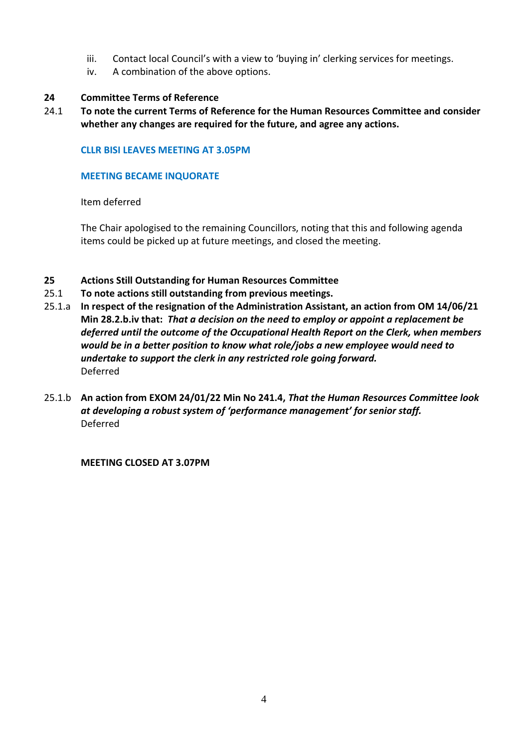iii. Contact local Council's with a view to 'buying in' clerking services for meetings.
iv. A combination of the above options.

**24 Committee Terms of Reference**

24.1 **To note the current Terms of Reference for the Human Resources Committee and consider whether any changes are required for the future, and agree any actions.**

**CLLR BISI LEAVES MEETING AT 3.05PM**

**MEETING BECAME INQUORATE**

Item deferred

The Chair apologised to the remaining Councillors, noting that this and following agenda items could be picked up at future meetings, and closed the meeting.

**25 Actions Still Outstanding for Human Resources Committee**

25.1 **To note actions still outstanding from previous meetings.**

25.1.a **In respect of the resignation of the Administration Assistant, an action from OM 14/06/21 Min 28.2.b.iv that:** ***That a decision on the need to employ or appoint a replacement be deferred until the outcome of the Occupational Health Report on the Clerk, when members would be in a better position to know what role/jobs a new employee would need to undertake to support the clerk in any restricted role going forward.***
Deferred

25.1.b **An action from EXOM 24/01/22 Min No 241.4,** ***That the Human Resources Committee look at developing a robust system of 'performance management' for senior staff.***
Deferred

**MEETING CLOSED AT 3.07PM**